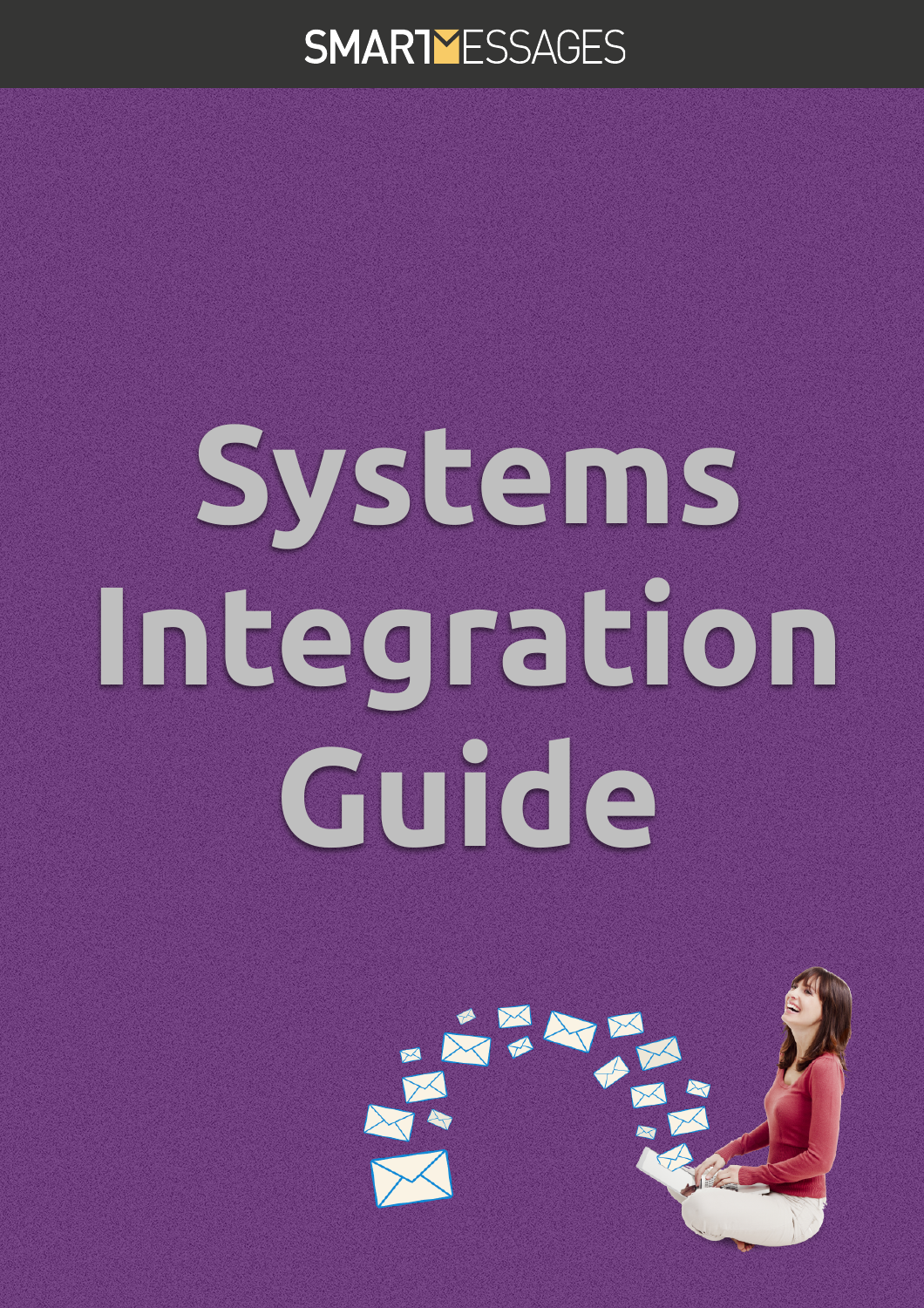SMARTMESSAGES

# Systems Integration Guide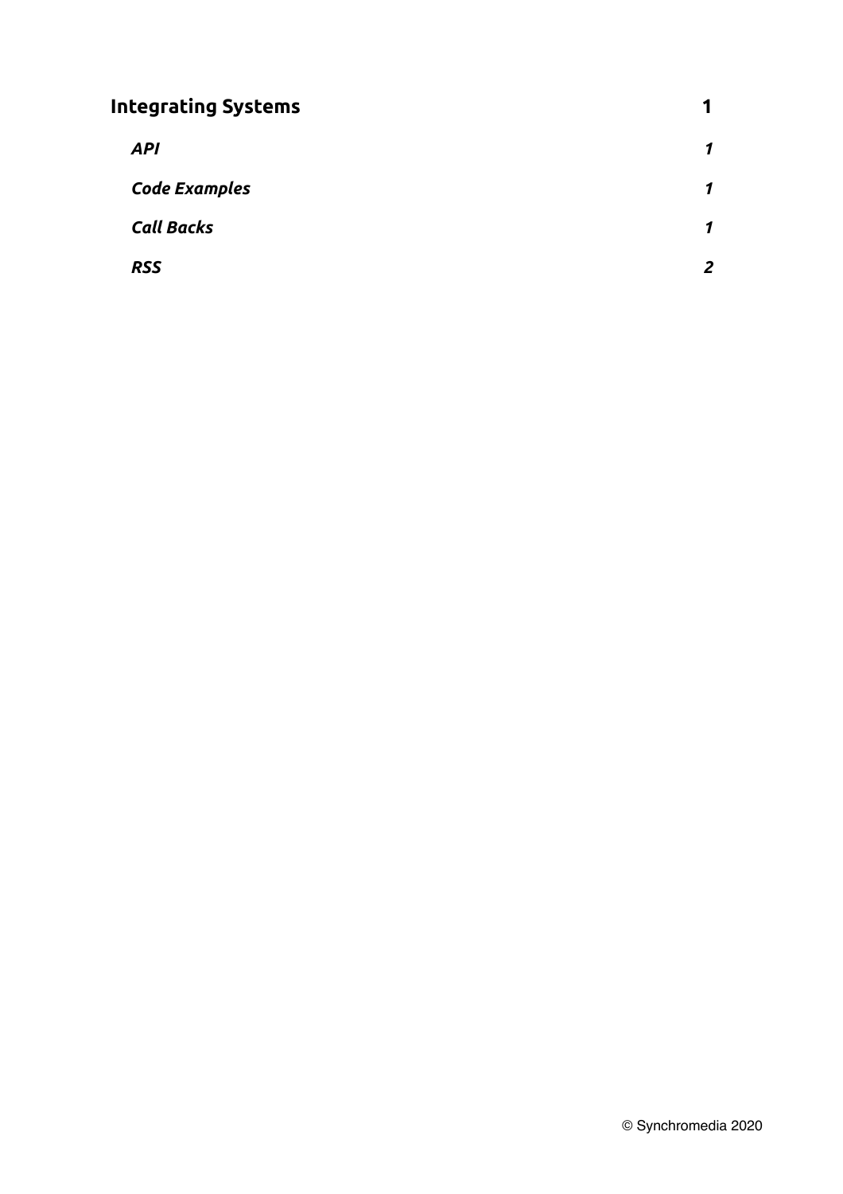**Integrating Systems** 1

- ***API*** 1
- ***Code Examples*** 1
- ***Call Backs*** 1
- ***RSS*** 2

© Synchromedia 2020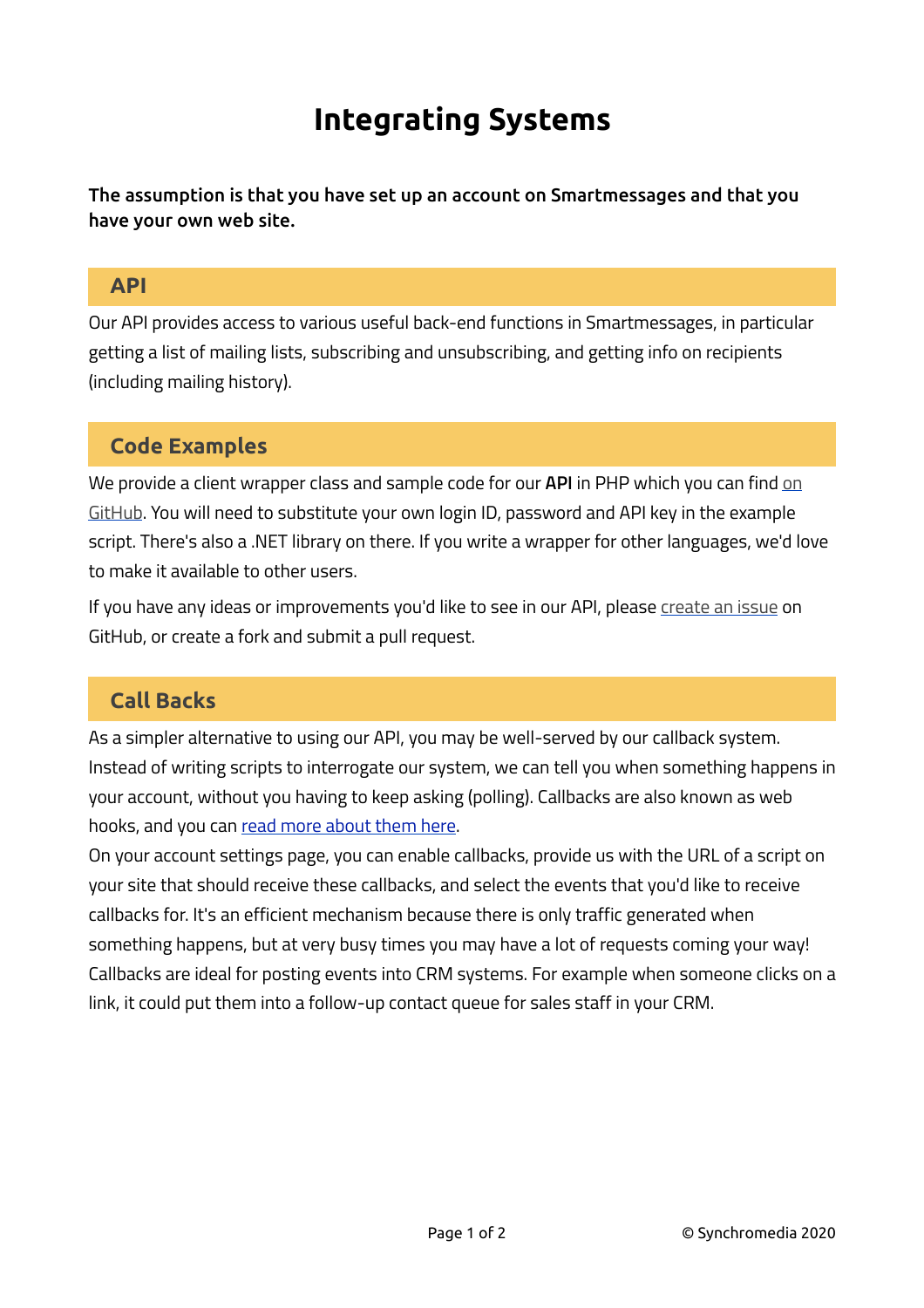# Integrating Systems

**The assumption is that you have set up an account on Smartmessages and that you have your own web site.**

## API

Our API provides access to various useful back-end functions in Smartmessages, in particular getting a list of mailing lists, subscribing and unsubscribing, and getting info on recipients (including mailing history).

## Code Examples

We provide a client wrapper class and sample code for our **API** in PHP which you can find on GitHub. You will need to substitute your own login ID, password and API key in the example script. There's also a .NET library on there. If you write a wrapper for other languages, we'd love to make it available to other users.

If you have any ideas or improvements you'd like to see in our API, please create an issue on GitHub, or create a fork and submit a pull request.

## Call Backs

As a simpler alternative to using our API, you may be well-served by our callback system. Instead of writing scripts to interrogate our system, we can tell you when something happens in your account, without you having to keep asking (polling). Callbacks are also known as web hooks, and you can read more about them here.
On your account settings page, you can enable callbacks, provide us with the URL of a script on your site that should receive these callbacks, and select the events that you'd like to receive callbacks for. It's an efficient mechanism because there is only traffic generated when something happens, but at very busy times you may have a lot of requests coming your way! Callbacks are ideal for posting events into CRM systems. For example when someone clicks on a link, it could put them into a follow-up contact queue for sales staff in your CRM.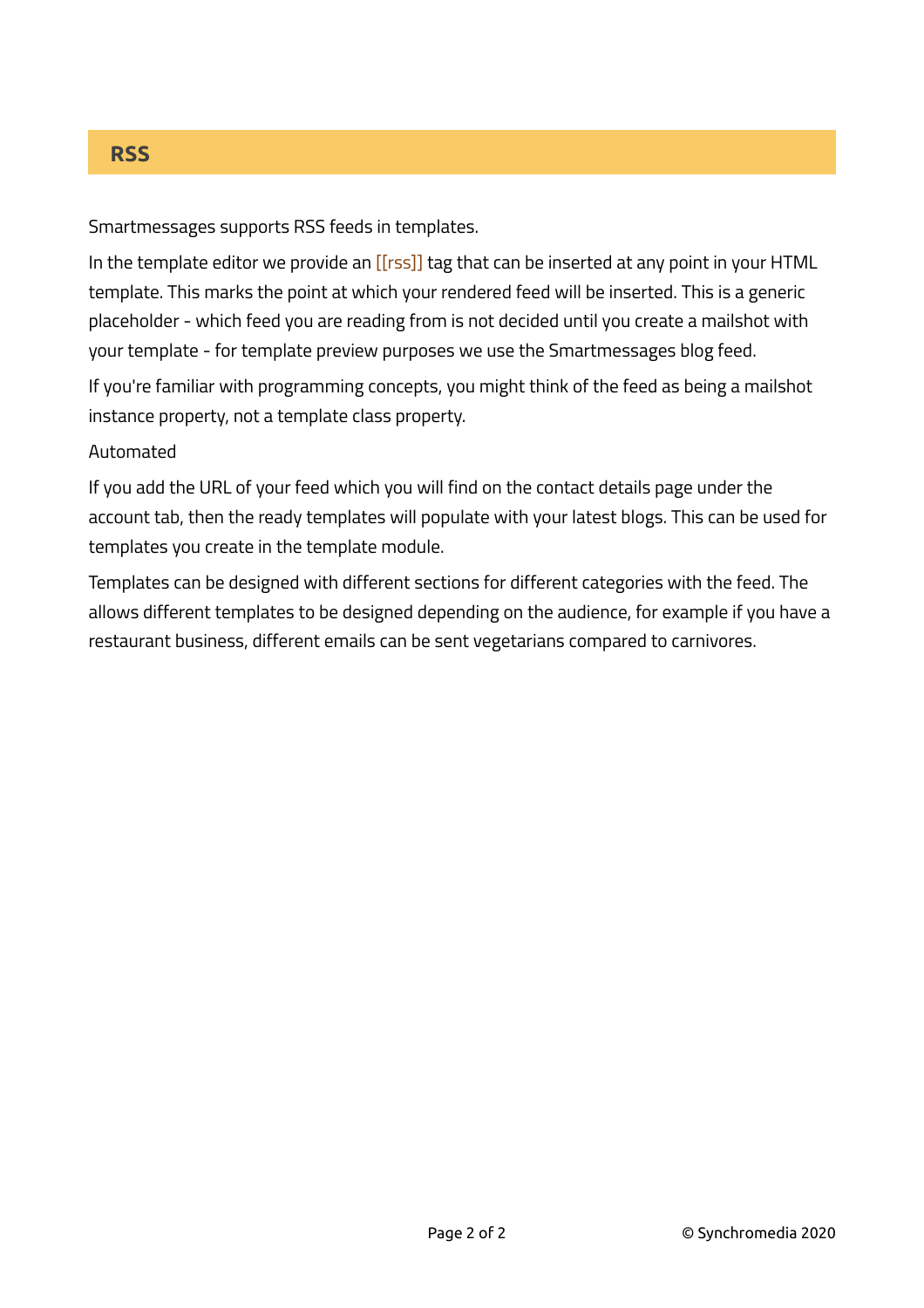## RSS

Smartmessages supports RSS feeds in templates.

In the template editor we provide an [[rss]] tag that can be inserted at any point in your HTML template. This marks the point at which your rendered feed will be inserted. This is a generic placeholder - which feed you are reading from is not decided until you create a mailshot with your template - for template preview purposes we use the Smartmessages blog feed.

If you're familiar with programming concepts, you might think of the feed as being a mailshot instance property, not a template class property.

Automated

If you add the URL of your feed which you will find on the contact details page under the account tab, then the ready templates will populate with your latest blogs. This can be used for templates you create in the template module.

Templates can be designed with different sections for different categories with the feed. The allows different templates to be designed depending on the audience, for example if you have a restaurant business, different emails can be sent vegetarians compared to carnivores.